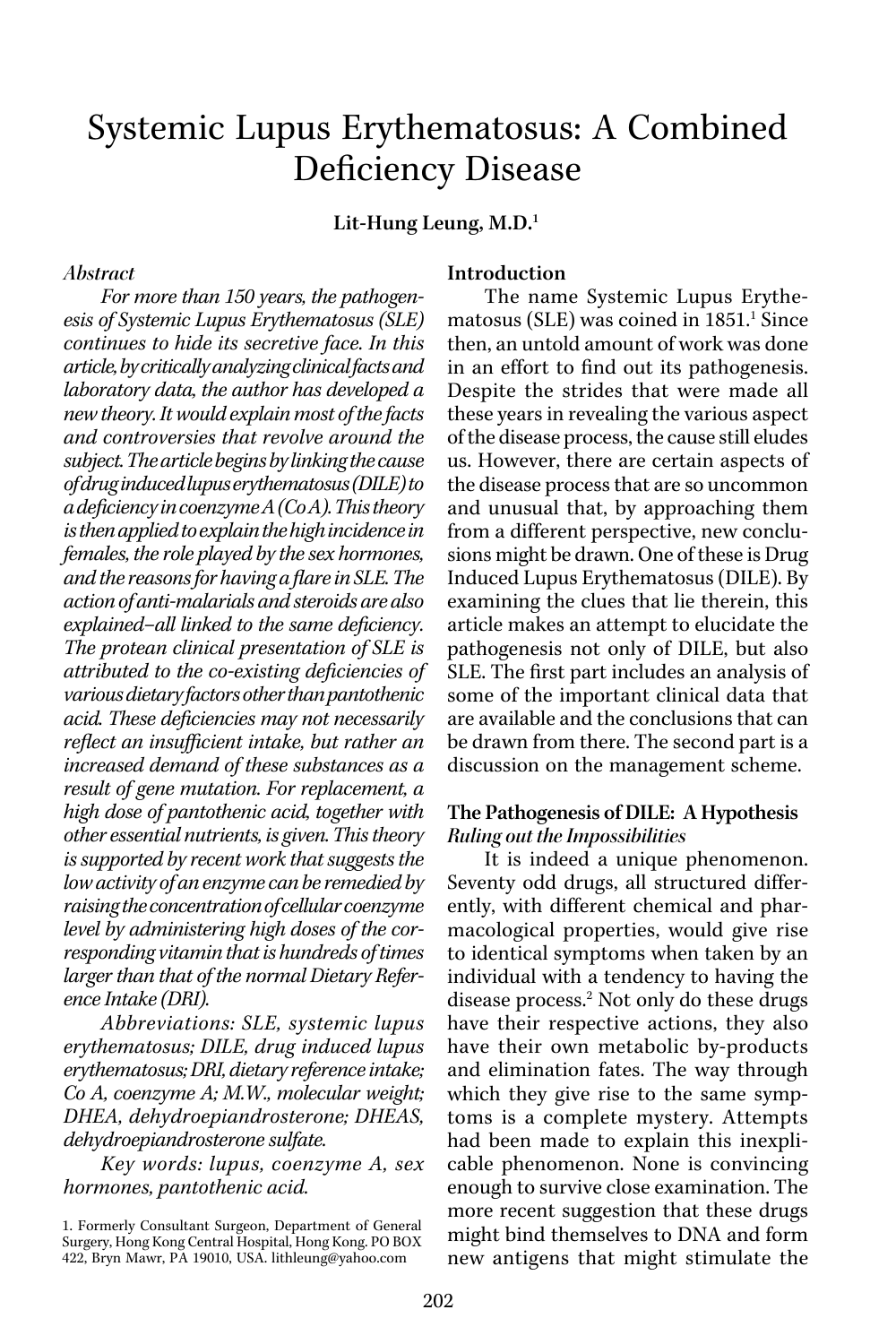# Systemic Lupus Erythematosus: A Combined Deficiency Disease

**Lit-Hung Leung, M.D.**[1]

*Abstract*

*For more than 150 years, the pathogenesis of Systemic Lupus Erythematosus (SLE) continues to hide its secretive face. In this article, by critically analyzing clinical facts and laboratory data, the author has developed a new theory. It would explain most of the facts and controversies that revolve around the subject. The article begins by linking the cause of drug induced lupus erythematosus (DILE) to a deficiency in coenzyme A (Co A). This theory is then applied to explain the high incidence in females, the role played by the sex hormones, and the reasons for having a flare in SLE. The action of anti-malarials and steroids are also explained–all linked to the same deficiency. The protean clinical presentation of SLE is attributed to the co-existing deficiencies of various dietary factors other than pantothenic acid. These deficiencies may not necessarily reflect an insufficient intake, but rather an increased demand of these substances as a result of gene mutation. For replacement, a high dose of pantothenic acid, together with other essential nutrients, is given. This theory is supported by recent work that suggests the low activity of an enzyme can be remedied by raising the concentration of cellular coenzyme level by administering high doses of the corresponding vitamin that is hundreds of times larger than that of the normal Dietary Reference Intake (DRI).*

*Abbreviations: SLE, systemic lupus erythematosus; DILE, drug induced lupus erythematosus; DRI, dietary reference intake; Co A, coenzyme A; M.W., molecular weight; DHEA, dehydroepiandrosterone; DHEAS, dehydroepiandrosterone sulfate.*

*Key words: lupus, coenzyme A, sex hormones, pantothenic acid.*

1. Formerly Consultant Surgeon, Department of General Surgery, Hong Kong Central Hospital, Hong Kong. PO BOX 422, Bryn Mawr, PA 19010, USA. lithleung@yahoo.com

## Introduction

The name Systemic Lupus Erythematosus (SLE) was coined in 1851.[1] Since then, an untold amount of work was done in an effort to find out its pathogenesis. Despite the strides that were made all these years in revealing the various aspect of the disease process, the cause still eludes us. However, there are certain aspects of the disease process that are so uncommon and unusual that, by approaching them from a different perspective, new conclusions might be drawn. One of these is Drug Induced Lupus Erythematosus (DILE). By examining the clues that lie therein, this article makes an attempt to elucidate the pathogenesis not only of DILE, but also SLE. The first part includes an analysis of some of the important clinical data that are available and the conclusions that can be drawn from there. The second part is a discussion on the management scheme.

## The Pathogenesis of DILE: A Hypothesis

### *Ruling out the Impossibilities*

It is indeed a unique phenomenon. Seventy odd drugs, all structured differently, with different chemical and pharmacological properties, would give rise to identical symptoms when taken by an individual with a tendency to having the disease process.[2] Not only do these drugs have their respective actions, they also have their own metabolic by-products and elimination fates. The way through which they give rise to the same symptoms is a complete mystery. Attempts had been made to explain this inexplicable phenomenon. None is convincing enough to survive close examination. The more recent suggestion that these drugs might bind themselves to DNA and form new antigens that might stimulate the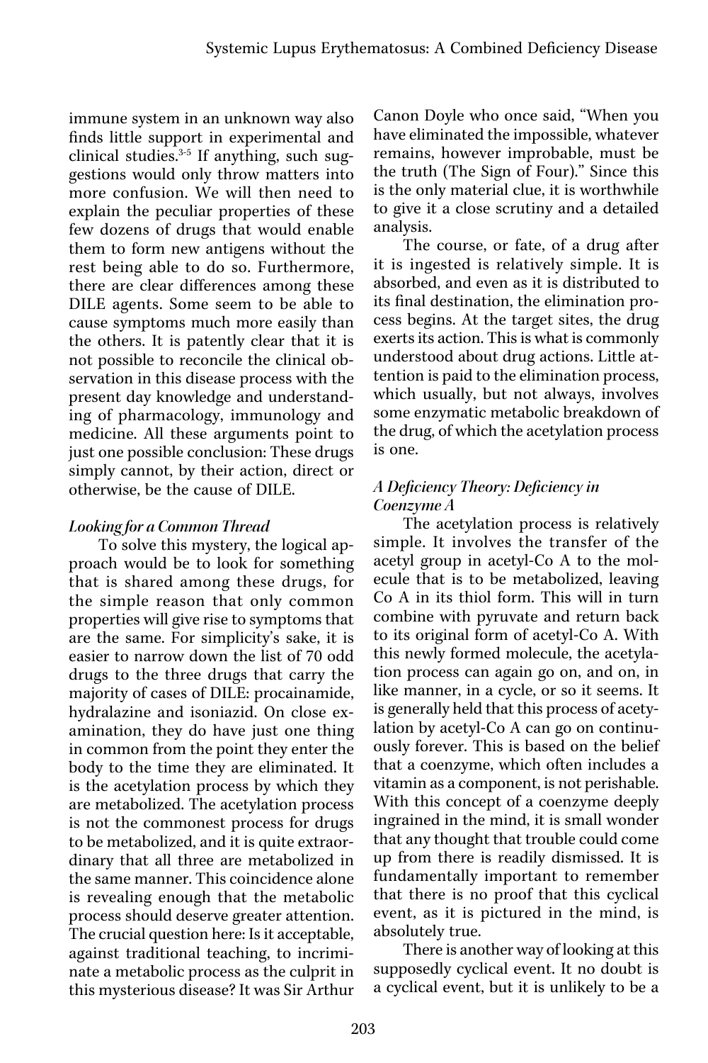immune system in an unknown way also finds little support in experimental and clinical studies.[3-5] If anything, such suggestions would only throw matters into more confusion. We will then need to explain the peculiar properties of these few dozens of drugs that would enable them to form new antigens without the rest being able to do so. Furthermore, there are clear differences among these DILE agents. Some seem to be able to cause symptoms much more easily than the others. It is patently clear that it is not possible to reconcile the clinical observation in this disease process with the present day knowledge and understanding of pharmacology, immunology and medicine. All these arguments point to just one possible conclusion: These drugs simply cannot, by their action, direct or otherwise, be the cause of DILE.

### *Looking for a Common Thread*

To solve this mystery, the logical approach would be to look for something that is shared among these drugs, for the simple reason that only common properties will give rise to symptoms that are the same. For simplicity's sake, it is easier to narrow down the list of 70 odd drugs to the three drugs that carry the majority of cases of DILE: procainamide, hydralazine and isoniazid. On close examination, they do have just one thing in common from the point they enter the body to the time they are eliminated. It is the acetylation process by which they are metabolized. The acetylation process is not the commonest process for drugs to be metabolized, and it is quite extraordinary that all three are metabolized in the same manner. This coincidence alone is revealing enough that the metabolic process should deserve greater attention. The crucial question here: Is it acceptable, against traditional teaching, to incriminate a metabolic process as the culprit in this mysterious disease? It was Sir Arthur Canon Doyle who once said, "When you have eliminated the impossible, whatever remains, however improbable, must be the truth (The Sign of Four)." Since this is the only material clue, it is worthwhile to give it a close scrutiny and a detailed analysis.

The course, or fate, of a drug after it is ingested is relatively simple. It is absorbed, and even as it is distributed to its final destination, the elimination process begins. At the target sites, the drug exerts its action. This is what is commonly understood about drug actions. Little attention is paid to the elimination process, which usually, but not always, involves some enzymatic metabolic breakdown of the drug, of which the acetylation process is one.

### *A Deficiency Theory: Deficiency in Coenzyme A*

The acetylation process is relatively simple. It involves the transfer of the acetyl group in acetyl-Co A to the molecule that is to be metabolized, leaving Co A in its thiol form. This will in turn combine with pyruvate and return back to its original form of acetyl-Co A. With this newly formed molecule, the acetylation process can again go on, and on, in like manner, in a cycle, or so it seems. It is generally held that this process of acetylation by acetyl-Co A can go on continuously forever. This is based on the belief that a coenzyme, which often includes a vitamin as a component, is not perishable. With this concept of a coenzyme deeply ingrained in the mind, it is small wonder that any thought that trouble could come up from there is readily dismissed. It is fundamentally important to remember that there is no proof that this cyclical event, as it is pictured in the mind, is absolutely true.

There is another way of looking at this supposedly cyclical event. It no doubt is a cyclical event, but it is unlikely to be a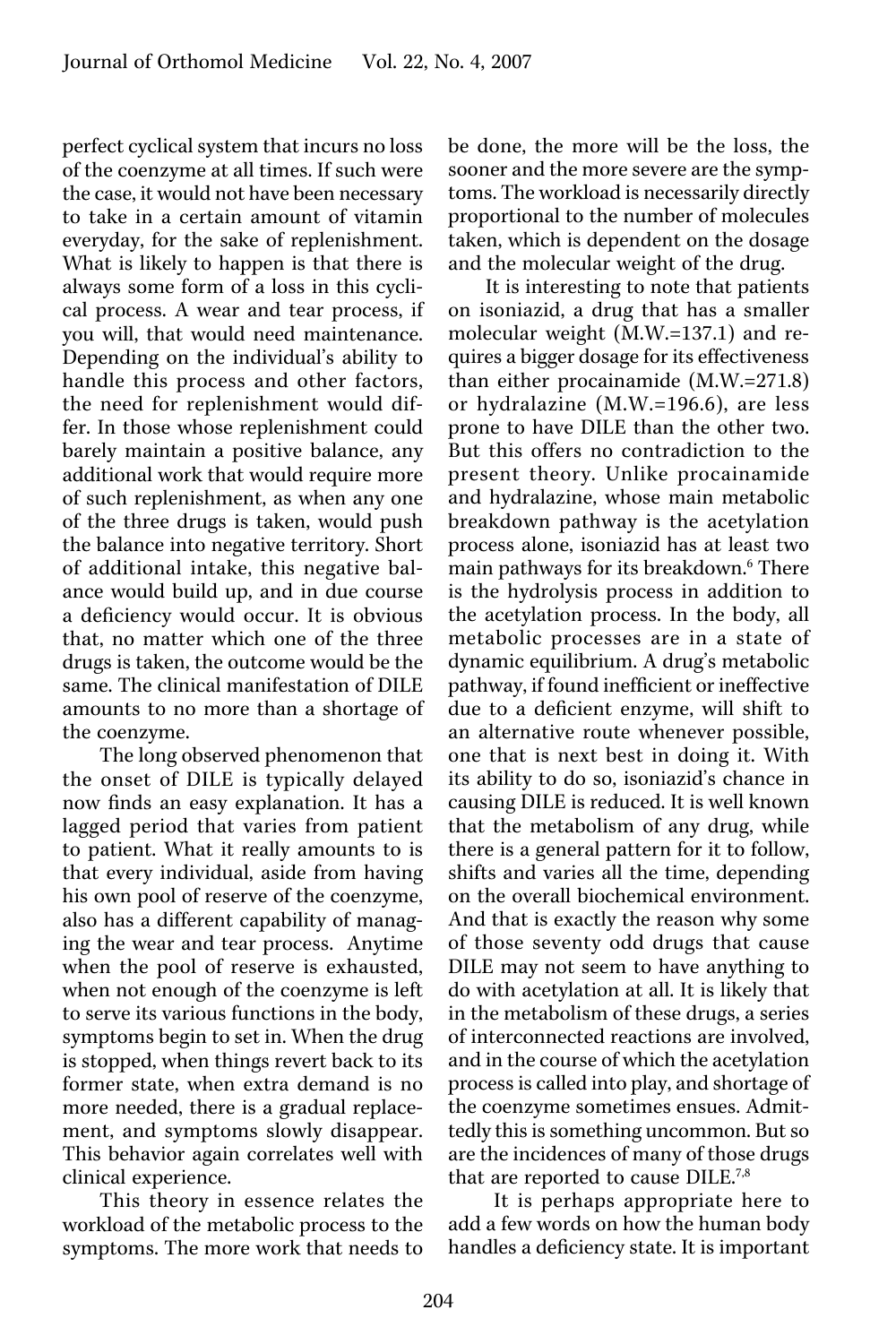perfect cyclical system that incurs no loss of the coenzyme at all times. If such were the case, it would not have been necessary to take in a certain amount of vitamin everyday, for the sake of replenishment. What is likely to happen is that there is always some form of a loss in this cyclical process. A wear and tear process, if you will, that would need maintenance. Depending on the individual's ability to handle this process and other factors, the need for replenishment would differ. In those whose replenishment could barely maintain a positive balance, any additional work that would require more of such replenishment, as when any one of the three drugs is taken, would push the balance into negative territory. Short of additional intake, this negative balance would build up, and in due course a deficiency would occur. It is obvious that, no matter which one of the three drugs is taken, the outcome would be the same. The clinical manifestation of DILE amounts to no more than a shortage of the coenzyme.

The long observed phenomenon that the onset of DILE is typically delayed now finds an easy explanation. It has a lagged period that varies from patient to patient. What it really amounts to is that every individual, aside from having his own pool of reserve of the coenzyme, also has a different capability of managing the wear and tear process. Anytime when the pool of reserve is exhausted, when not enough of the coenzyme is left to serve its various functions in the body, symptoms begin to set in. When the drug is stopped, when things revert back to its former state, when extra demand is no more needed, there is a gradual replacement, and symptoms slowly disappear. This behavior again correlates well with clinical experience.

This theory in essence relates the workload of the metabolic process to the symptoms. The more work that needs to be done, the more will be the loss, the sooner and the more severe are the symptoms. The workload is necessarily directly proportional to the number of molecules taken, which is dependent on the dosage and the molecular weight of the drug.

It is interesting to note that patients on isoniazid, a drug that has a smaller molecular weight (M.W.=137.1) and requires a bigger dosage for its effectiveness than either procainamide (M.W.=271.8) or hydralazine (M.W.=196.6), are less prone to have DILE than the other two. But this offers no contradiction to the present theory. Unlike procainamide and hydralazine, whose main metabolic breakdown pathway is the acetylation process alone, isoniazid has at least two main pathways for its breakdown.[6] There is the hydrolysis process in addition to the acetylation process. In the body, all metabolic processes are in a state of dynamic equilibrium. A drug's metabolic pathway, if found inefficient or ineffective due to a deficient enzyme, will shift to an alternative route whenever possible, one that is next best in doing it. With its ability to do so, isoniazid's chance in causing DILE is reduced. It is well known that the metabolism of any drug, while there is a general pattern for it to follow, shifts and varies all the time, depending on the overall biochemical environment. And that is exactly the reason why some of those seventy odd drugs that cause DILE may not seem to have anything to do with acetylation at all. It is likely that in the metabolism of these drugs, a series of interconnected reactions are involved, and in the course of which the acetylation process is called into play, and shortage of the coenzyme sometimes ensues. Admittedly this is something uncommon. But so are the incidences of many of those drugs that are reported to cause DILE.[7,8]

It is perhaps appropriate here to add a few words on how the human body handles a deficiency state. It is important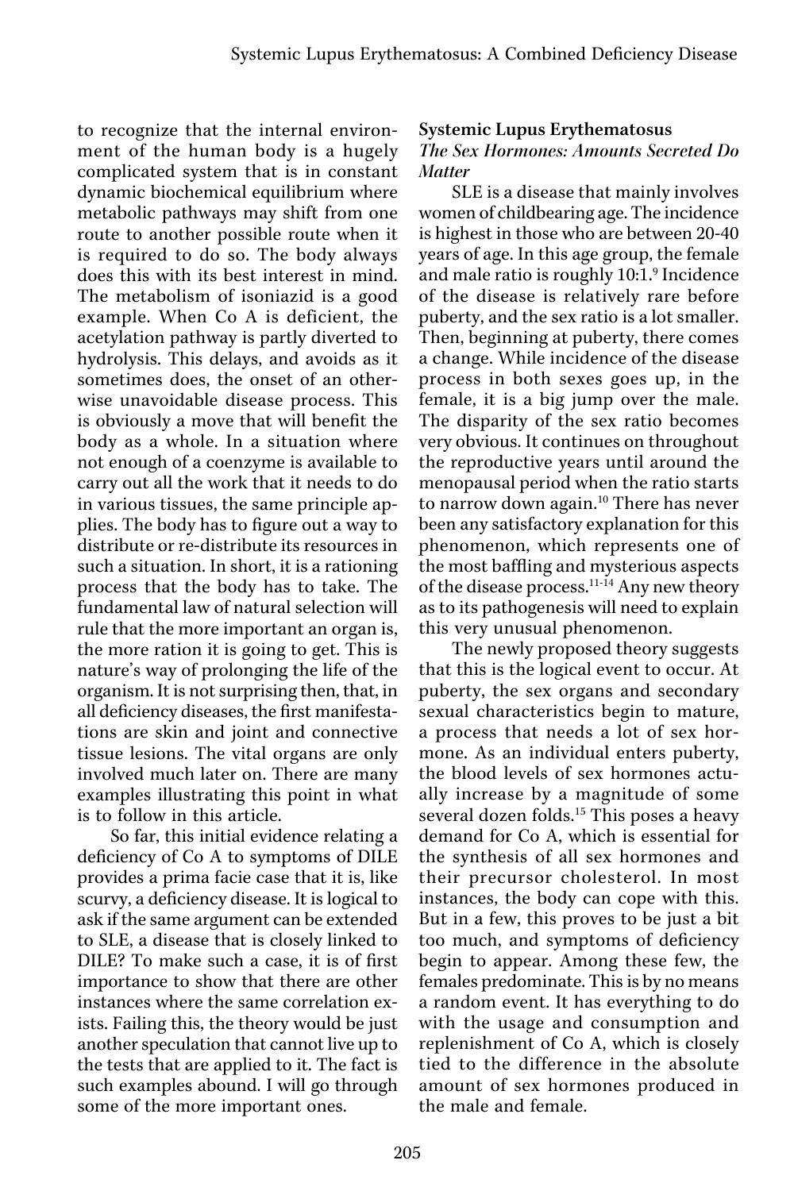to recognize that the internal environment of the human body is a hugely complicated system that is in constant dynamic biochemical equilibrium where metabolic pathways may shift from one route to another possible route when it is required to do so. The body always does this with its best interest in mind. The metabolism of isoniazid is a good example. When Co A is deficient, the acetylation pathway is partly diverted to hydrolysis. This delays, and avoids as it sometimes does, the onset of an otherwise unavoidable disease process. This is obviously a move that will benefit the body as a whole. In a situation where not enough of a coenzyme is available to carry out all the work that it needs to do in various tissues, the same principle applies. The body has to figure out a way to distribute or re-distribute its resources in such a situation. In short, it is a rationing process that the body has to take. The fundamental law of natural selection will rule that the more important an organ is, the more ration it is going to get. This is nature's way of prolonging the life of the organism. It is not surprising then, that, in all deficiency diseases, the first manifestations are skin and joint and connective tissue lesions. The vital organs are only involved much later on. There are many examples illustrating this point in what is to follow in this article.

So far, this initial evidence relating a deficiency of Co A to symptoms of DILE provides a prima facie case that it is, like scurvy, a deficiency disease. It is logical to ask if the same argument can be extended to SLE, a disease that is closely linked to DILE? To make such a case, it is of first importance to show that there are other instances where the same correlation exists. Failing this, the theory would be just another speculation that cannot live up to the tests that are applied to it. The fact is such examples abound. I will go through some of the more important ones.

## Systemic Lupus Erythematosus

### *The Sex Hormones: Amounts Secreted Do Matter*

SLE is a disease that mainly involves women of childbearing age. The incidence is highest in those who are between 20-40 years of age. In this age group, the female and male ratio is roughly 10:1.[9] Incidence of the disease is relatively rare before puberty, and the sex ratio is a lot smaller. Then, beginning at puberty, there comes a change. While incidence of the disease process in both sexes goes up, in the female, it is a big jump over the male. The disparity of the sex ratio becomes very obvious. It continues on throughout the reproductive years until around the menopausal period when the ratio starts to narrow down again.[10] There has never been any satisfactory explanation for this phenomenon, which represents one of the most baffling and mysterious aspects of the disease process.[11-14] Any new theory as to its pathogenesis will need to explain this very unusual phenomenon.

The newly proposed theory suggests that this is the logical event to occur. At puberty, the sex organs and secondary sexual characteristics begin to mature, a process that needs a lot of sex hormone. As an individual enters puberty, the blood levels of sex hormones actually increase by a magnitude of some several dozen folds.[15] This poses a heavy demand for Co A, which is essential for the synthesis of all sex hormones and their precursor cholesterol. In most instances, the body can cope with this. But in a few, this proves to be just a bit too much, and symptoms of deficiency begin to appear. Among these few, the females predominate. This is by no means a random event. It has everything to do with the usage and consumption and replenishment of Co A, which is closely tied to the difference in the absolute amount of sex hormones produced in the male and female.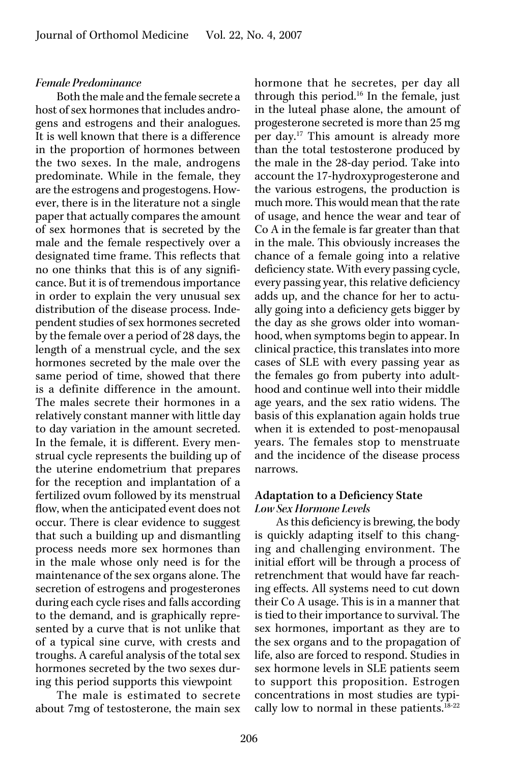*Female Predominance*

Both the male and the female secrete a host of sex hormones that includes androgens and estrogens and their analogues. It is well known that there is a difference in the proportion of hormones between the two sexes. In the male, androgens predominate. While in the female, they are the estrogens and progestogens. However, there is in the literature not a single paper that actually compares the amount of sex hormones that is secreted by the male and the female respectively over a designated time frame. This reflects that no one thinks that this is of any significance. But it is of tremendous importance in order to explain the very unusual sex distribution of the disease process. Independent studies of sex hormones secreted by the female over a period of 28 days, the length of a menstrual cycle, and the sex hormones secreted by the male over the same period of time, showed that there is a definite difference in the amount. The males secrete their hormones in a relatively constant manner with little day to day variation in the amount secreted. In the female, it is different. Every menstrual cycle represents the building up of the uterine endometrium that prepares for the reception and implantation of a fertilized ovum followed by its menstrual flow, when the anticipated event does not occur. There is clear evidence to suggest that such a building up and dismantling process needs more sex hormones than in the male whose only need is for the maintenance of the sex organs alone. The secretion of estrogens and progesterones during each cycle rises and falls according to the demand, and is graphically represented by a curve that is not unlike that of a typical sine curve, with crests and troughs. A careful analysis of the total sex hormones secreted by the two sexes during this period supports this viewpoint

The male is estimated to secrete about 7mg of testosterone, the main sex hormone that he secretes, per day all through this period.[16] In the female, just in the luteal phase alone, the amount of progesterone secreted is more than 25 mg per day.[17] This amount is already more than the total testosterone produced by the male in the 28-day period. Take into account the 17-hydroxyprogesterone and the various estrogens, the production is much more. This would mean that the rate of usage, and hence the wear and tear of Co A in the female is far greater than that in the male. This obviously increases the chance of a female going into a relative deficiency state. With every passing cycle, every passing year, this relative deficiency adds up, and the chance for her to actually going into a deficiency gets bigger by the day as she grows older into womanhood, when symptoms begin to appear. In clinical practice, this translates into more cases of SLE with every passing year as the females go from puberty into adulthood and continue well into their middle age years, and the sex ratio widens. The basis of this explanation again holds true when it is extended to post-menopausal years. The females stop to menstruate and the incidence of the disease process narrows.

## Adaptation to a Deficiency State

*Low Sex Hormone Levels*

As this deficiency is brewing, the body is quickly adapting itself to this changing and challenging environment. The initial effort will be through a process of retrenchment that would have far reaching effects. All systems need to cut down their Co A usage. This is in a manner that is tied to their importance to survival. The sex hormones, important as they are to the sex organs and to the propagation of life, also are forced to respond. Studies in sex hormone levels in SLE patients seem to support this proposition. Estrogen concentrations in most studies are typically low to normal in these patients.[18-22]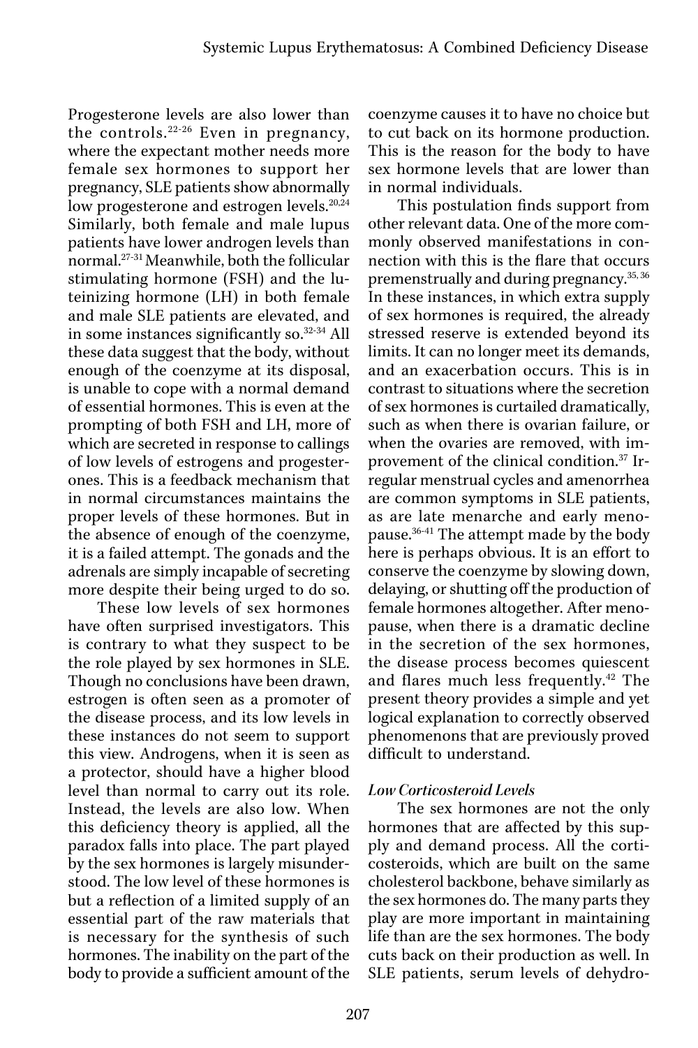Progesterone levels are also lower than the controls.[22-26] Even in pregnancy, where the expectant mother needs more female sex hormones to support her pregnancy, SLE patients show abnormally low progesterone and estrogen levels.[20,24] Similarly, both female and male lupus patients have lower androgen levels than normal.[27-31] Meanwhile, both the follicular stimulating hormone (FSH) and the luteinizing hormone (LH) in both female and male SLE patients are elevated, and in some instances significantly so.[32-34] All these data suggest that the body, without enough of the coenzyme at its disposal, is unable to cope with a normal demand of essential hormones. This is even at the prompting of both FSH and LH, more of which are secreted in response to callings of low levels of estrogens and progesterones. This is a feedback mechanism that in normal circumstances maintains the proper levels of these hormones. But in the absence of enough of the coenzyme, it is a failed attempt. The gonads and the adrenals are simply incapable of secreting more despite their being urged to do so.

These low levels of sex hormones have often surprised investigators. This is contrary to what they suspect to be the role played by sex hormones in SLE. Though no conclusions have been drawn, estrogen is often seen as a promoter of the disease process, and its low levels in these instances do not seem to support this view. Androgens, when it is seen as a protector, should have a higher blood level than normal to carry out its role. Instead, the levels are also low. When this deficiency theory is applied, all the paradox falls into place. The part played by the sex hormones is largely misunderstood. The low level of these hormones is but a reflection of a limited supply of an essential part of the raw materials that is necessary for the synthesis of such hormones. The inability on the part of the body to provide a sufficient amount of the coenzyme causes it to have no choice but to cut back on its hormone production. This is the reason for the body to have sex hormone levels that are lower than in normal individuals.

This postulation finds support from other relevant data. One of the more commonly observed manifestations in connection with this is the flare that occurs premenstrually and during pregnancy.[35, 36] In these instances, in which extra supply of sex hormones is required, the already stressed reserve is extended beyond its limits. It can no longer meet its demands, and an exacerbation occurs. This is in contrast to situations where the secretion of sex hormones is curtailed dramatically, such as when there is ovarian failure, or when the ovaries are removed, with improvement of the clinical condition.[37] Irregular menstrual cycles and amenorrhea are common symptoms in SLE patients, as are late menarche and early menopause.[36-41] The attempt made by the body here is perhaps obvious. It is an effort to conserve the coenzyme by slowing down, delaying, or shutting off the production of female hormones altogether. After menopause, when there is a dramatic decline in the secretion of the sex hormones, the disease process becomes quiescent and flares much less frequently.[42] The present theory provides a simple and yet logical explanation to correctly observed phenomenons that are previously proved difficult to understand.

### *Low Corticosteroid Levels*

The sex hormones are not the only hormones that are affected by this supply and demand process. All the corticosteroids, which are built on the same cholesterol backbone, behave similarly as the sex hormones do. The many parts they play are more important in maintaining life than are the sex hormones. The body cuts back on their production as well. In SLE patients, serum levels of dehydro-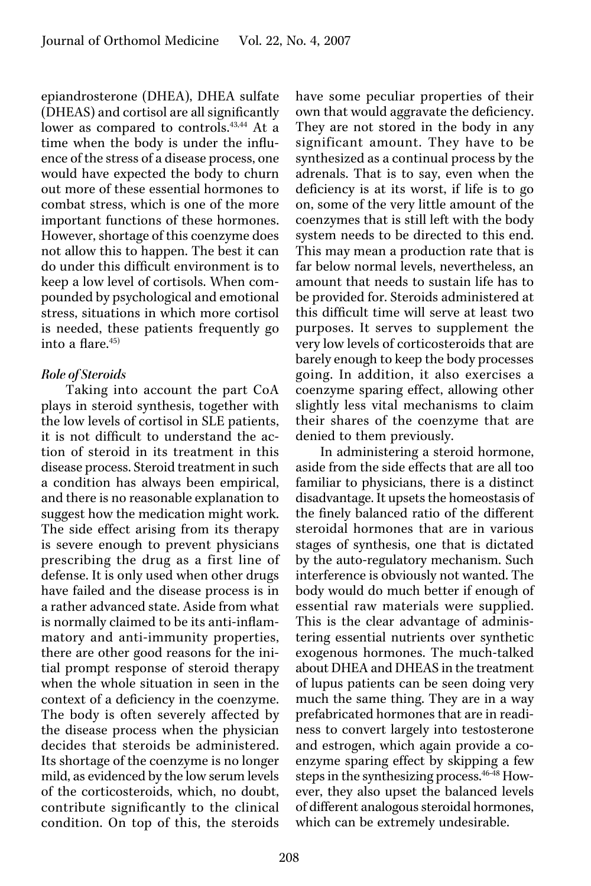epiandrosterone (DHEA), DHEA sulfate (DHEAS) and cortisol are all significantly lower as compared to controls.[43,44] At a time when the body is under the influence of the stress of a disease process, one would have expected the body to churn out more of these essential hormones to combat stress, which is one of the more important functions of these hormones. However, shortage of this coenzyme does not allow this to happen. The best it can do under this difficult environment is to keep a low level of cortisols. When compounded by psychological and emotional stress, situations in which more cortisol is needed, these patients frequently go into a flare.[45)]

*Role of Steroids*

Taking into account the part CoA plays in steroid synthesis, together with the low levels of cortisol in SLE patients, it is not difficult to understand the action of steroid in its treatment in this disease process. Steroid treatment in such a condition has always been empirical, and there is no reasonable explanation to suggest how the medication might work. The side effect arising from its therapy is severe enough to prevent physicians prescribing the drug as a first line of defense. It is only used when other drugs have failed and the disease process is in a rather advanced state. Aside from what is normally claimed to be its anti-inflammatory and anti-immunity properties, there are other good reasons for the initial prompt response of steroid therapy when the whole situation in seen in the context of a deficiency in the coenzyme. The body is often severely affected by the disease process when the physician decides that steroids be administered. Its shortage of the coenzyme is no longer mild, as evidenced by the low serum levels of the corticosteroids, which, no doubt, contribute significantly to the clinical condition. On top of this, the steroids have some peculiar properties of their own that would aggravate the deficiency. They are not stored in the body in any significant amount. They have to be synthesized as a continual process by the adrenals. That is to say, even when the deficiency is at its worst, if life is to go on, some of the very little amount of the coenzymes that is still left with the body system needs to be directed to this end. This may mean a production rate that is far below normal levels, nevertheless, an amount that needs to sustain life has to be provided for. Steroids administered at this difficult time will serve at least two purposes. It serves to supplement the very low levels of corticosteroids that are barely enough to keep the body processes going. In addition, it also exercises a coenzyme sparing effect, allowing other slightly less vital mechanisms to claim their shares of the coenzyme that are denied to them previously.

In administering a steroid hormone, aside from the side effects that are all too familiar to physicians, there is a distinct disadvantage. It upsets the homeostasis of the finely balanced ratio of the different steroidal hormones that are in various stages of synthesis, one that is dictated by the auto-regulatory mechanism. Such interference is obviously not wanted. The body would do much better if enough of essential raw materials were supplied. This is the clear advantage of administering essential nutrients over synthetic exogenous hormones. The much-talked about DHEA and DHEAS in the treatment of lupus patients can be seen doing very much the same thing. They are in a way prefabricated hormones that are in readiness to convert largely into testosterone and estrogen, which again provide a coenzyme sparing effect by skipping a few steps in the synthesizing process.[46-48] However, they also upset the balanced levels of different analogous steroidal hormones, which can be extremely undesirable.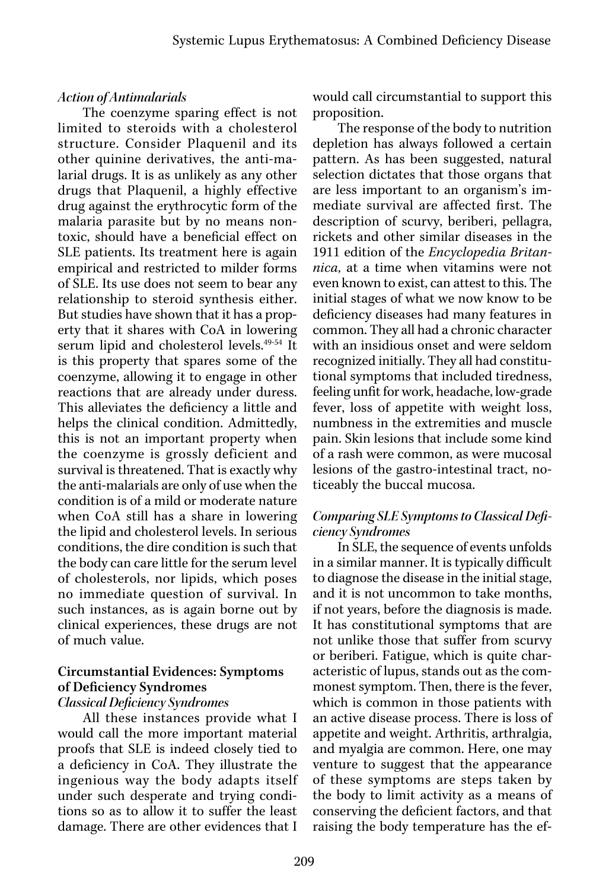*Action of Antimalarials*

The coenzyme sparing effect is not limited to steroids with a cholesterol structure. Consider Plaquenil and its other quinine derivatives, the anti-malarial drugs. It is as unlikely as any other drugs that Plaquenil, a highly effective drug against the erythrocytic form of the malaria parasite but by no means non-toxic, should have a beneficial effect on SLE patients. Its treatment here is again empirical and restricted to milder forms of SLE. Its use does not seem to bear any relationship to steroid synthesis either. But studies have shown that it has a property that it shares with CoA in lowering serum lipid and cholesterol levels.[49-54] It is this property that spares some of the coenzyme, allowing it to engage in other reactions that are already under duress. This alleviates the deficiency a little and helps the clinical condition. Admittedly, this is not an important property when the coenzyme is grossly deficient and survival is threatened. That is exactly why the anti-malarials are only of use when the condition is of a mild or moderate nature when CoA still has a share in lowering the lipid and cholesterol levels. In serious conditions, the dire condition is such that the body can care little for the serum level of cholesterols, nor lipids, which poses no immediate question of survival. In such instances, as is again borne out by clinical experiences, these drugs are not of much value.

**Circumstantial Evidences: Symptoms of Deficiency Syndromes**

*Classical Deficiency Syndromes*

All these instances provide what I would call the more important material proofs that SLE is indeed closely tied to a deficiency in CoA. They illustrate the ingenious way the body adapts itself under such desperate and trying conditions so as to allow it to suffer the least damage. There are other evidences that I would call circumstantial to support this proposition.

The response of the body to nutrition depletion has always followed a certain pattern. As has been suggested, natural selection dictates that those organs that are less important to an organism's immediate survival are affected first. The description of scurvy, beriberi, pellagra, rickets and other similar diseases in the 1911 edition of the *Encyclopedia Britannica,* at a time when vitamins were not even known to exist, can attest to this. The initial stages of what we now know to be deficiency diseases had many features in common. They all had a chronic character with an insidious onset and were seldom recognized initially. They all had constitutional symptoms that included tiredness, feeling unfit for work, headache, low-grade fever, loss of appetite with weight loss, numbness in the extremities and muscle pain. Skin lesions that include some kind of a rash were common, as were mucosal lesions of the gastro-intestinal tract, noticeably the buccal mucosa.

*Comparing SLE Symptoms to Classical Deficiency Syndromes*

In SLE, the sequence of events unfolds in a similar manner. It is typically difficult to diagnose the disease in the initial stage, and it is not uncommon to take months, if not years, before the diagnosis is made. It has constitutional symptoms that are not unlike those that suffer from scurvy or beriberi. Fatigue, which is quite characteristic of lupus, stands out as the commonest symptom. Then, there is the fever, which is common in those patients with an active disease process. There is loss of appetite and weight. Arthritis, arthralgia, and myalgia are common. Here, one may venture to suggest that the appearance of these symptoms are steps taken by the body to limit activity as a means of conserving the deficient factors, and that raising the body temperature has the ef-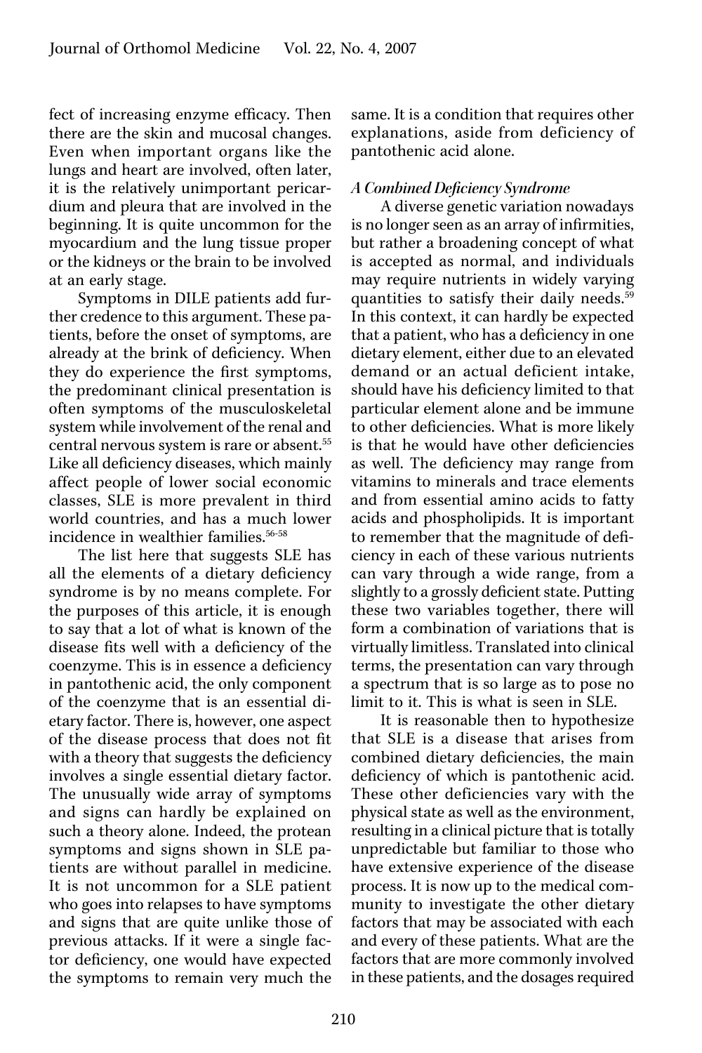fect of increasing enzyme efficacy. Then there are the skin and mucosal changes. Even when important organs like the lungs and heart are involved, often later, it is the relatively unimportant pericardium and pleura that are involved in the beginning. It is quite uncommon for the myocardium and the lung tissue proper or the kidneys or the brain to be involved at an early stage.

Symptoms in DILE patients add further credence to this argument. These patients, before the onset of symptoms, are already at the brink of deficiency. When they do experience the first symptoms, the predominant clinical presentation is often symptoms of the musculoskeletal system while involvement of the renal and central nervous system is rare or absent.[55] Like all deficiency diseases, which mainly affect people of lower social economic classes, SLE is more prevalent in third world countries, and has a much lower incidence in wealthier families.[56-58]

The list here that suggests SLE has all the elements of a dietary deficiency syndrome is by no means complete. For the purposes of this article, it is enough to say that a lot of what is known of the disease fits well with a deficiency of the coenzyme. This is in essence a deficiency in pantothenic acid, the only component of the coenzyme that is an essential dietary factor. There is, however, one aspect of the disease process that does not fit with a theory that suggests the deficiency involves a single essential dietary factor. The unusually wide array of symptoms and signs can hardly be explained on such a theory alone. Indeed, the protean symptoms and signs shown in SLE patients are without parallel in medicine. It is not uncommon for a SLE patient who goes into relapses to have symptoms and signs that are quite unlike those of previous attacks. If it were a single factor deficiency, one would have expected the symptoms to remain very much the same. It is a condition that requires other explanations, aside from deficiency of pantothenic acid alone.

### *A Combined Deficiency Syndrome*

A diverse genetic variation nowadays is no longer seen as an array of infirmities, but rather a broadening concept of what is accepted as normal, and individuals may require nutrients in widely varying quantities to satisfy their daily needs.[59] In this context, it can hardly be expected that a patient, who has a deficiency in one dietary element, either due to an elevated demand or an actual deficient intake, should have his deficiency limited to that particular element alone and be immune to other deficiencies. What is more likely is that he would have other deficiencies as well. The deficiency may range from vitamins to minerals and trace elements and from essential amino acids to fatty acids and phospholipids. It is important to remember that the magnitude of deficiency in each of these various nutrients can vary through a wide range, from a slightly to a grossly deficient state. Putting these two variables together, there will form a combination of variations that is virtually limitless. Translated into clinical terms, the presentation can vary through a spectrum that is so large as to pose no limit to it. This is what is seen in SLE.

It is reasonable then to hypothesize that SLE is a disease that arises from combined dietary deficiencies, the main deficiency of which is pantothenic acid. These other deficiencies vary with the physical state as well as the environment, resulting in a clinical picture that is totally unpredictable but familiar to those who have extensive experience of the disease process. It is now up to the medical community to investigate the other dietary factors that may be associated with each and every of these patients. What are the factors that are more commonly involved in these patients, and the dosages required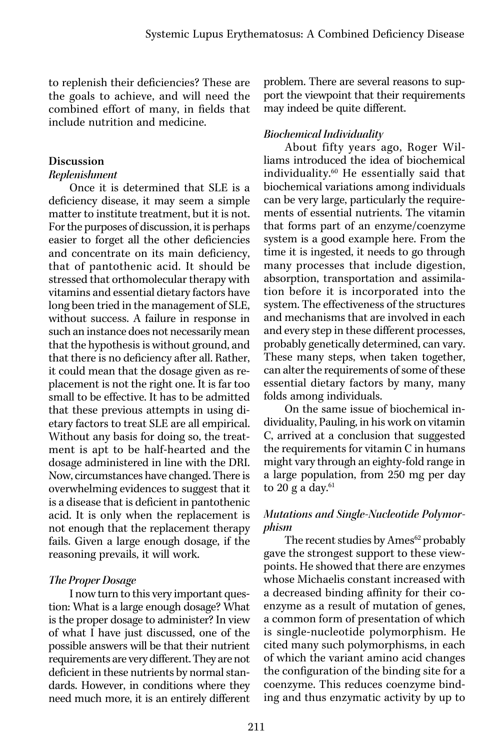to replenish their deficiencies? These are the goals to achieve, and will need the combined effort of many, in fields that include nutrition and medicine.

## Discussion

### *Replenishment*

Once it is determined that SLE is a deficiency disease, it may seem a simple matter to institute treatment, but it is not. For the purposes of discussion, it is perhaps easier to forget all the other deficiencies and concentrate on its main deficiency, that of pantothenic acid. It should be stressed that orthomolecular therapy with vitamins and essential dietary factors have long been tried in the management of SLE, without success. A failure in response in such an instance does not necessarily mean that the hypothesis is without ground, and that there is no deficiency after all. Rather, it could mean that the dosage given as replacement is not the right one. It is far too small to be effective. It has to be admitted that these previous attempts in using dietary factors to treat SLE are all empirical. Without any basis for doing so, the treatment is apt to be half-hearted and the dosage administered in line with the DRI. Now, circumstances have changed. There is overwhelming evidences to suggest that it is a disease that is deficient in pantothenic acid. It is only when the replacement is not enough that the replacement therapy fails. Given a large enough dosage, if the reasoning prevails, it will work.

### *The Proper Dosage*

I now turn to this very important question: What is a large enough dosage? What is the proper dosage to administer? In view of what I have just discussed, one of the possible answers will be that their nutrient requirements are very different. They are not deficient in these nutrients by normal standards. However, in conditions where they need much more, it is an entirely different problem. There are several reasons to support the viewpoint that their requirements may indeed be quite different.

### *Biochemical Individuality*

About fifty years ago, Roger Williams introduced the idea of biochemical individuality.[60] He essentially said that biochemical variations among individuals can be very large, particularly the requirements of essential nutrients. The vitamin that forms part of an enzyme/coenzyme system is a good example here. From the time it is ingested, it needs to go through many processes that include digestion, absorption, transportation and assimilation before it is incorporated into the system. The effectiveness of the structures and mechanisms that are involved in each and every step in these different processes, probably genetically determined, can vary. These many steps, when taken together, can alter the requirements of some of these essential dietary factors by many, many folds among individuals.

On the same issue of biochemical individuality, Pauling, in his work on vitamin C, arrived at a conclusion that suggested the requirements for vitamin C in humans might vary through an eighty-fold range in a large population, from 250 mg per day to 20 g a day.[61]

### *Mutations and Single-Nucleotide Polymorphism*

The recent studies by Ames[62] probably gave the strongest support to these viewpoints. He showed that there are enzymes whose Michaelis constant increased with a decreased binding affinity for their coenzyme as a result of mutation of genes, a common form of presentation of which is single-nucleotide polymorphism. He cited many such polymorphisms, in each of which the variant amino acid changes the configuration of the binding site for a coenzyme. This reduces coenzyme binding and thus enzymatic activity by up to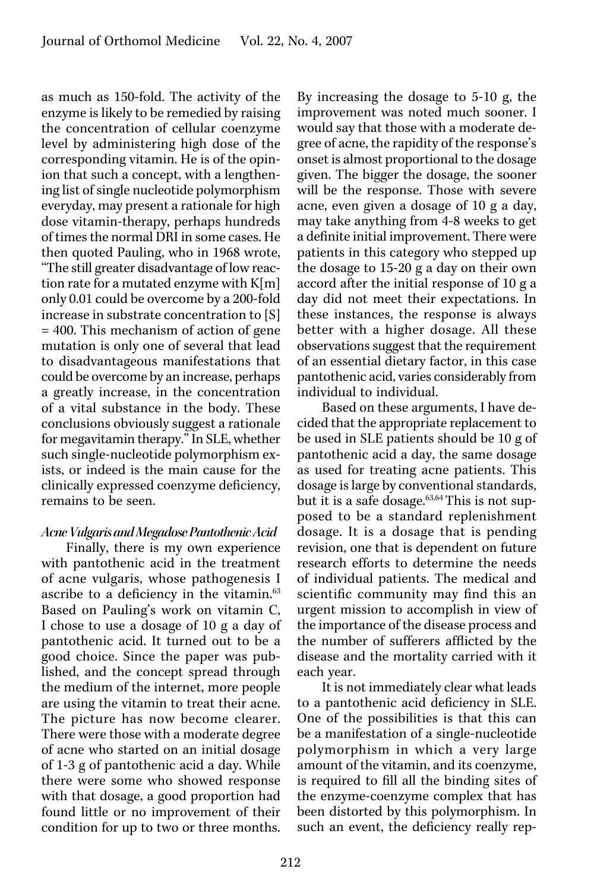as much as 150-fold. The activity of the enzyme is likely to be remedied by raising the concentration of cellular coenzyme level by administering high dose of the corresponding vitamin. He is of the opinion that such a concept, with a lengthening list of single nucleotide polymorphism everyday, may present a rationale for high dose vitamin-therapy, perhaps hundreds of times the normal DRI in some cases. He then quoted Pauling, who in 1968 wrote, "The still greater disadvantage of low reaction rate for a mutated enzyme with K[m] only 0.01 could be overcome by a 200-fold increase in substrate concentration to [S] = 400. This mechanism of action of gene mutation is only one of several that lead to disadvantageous manifestations that could be overcome by an increase, perhaps a greatly increase, in the concentration of a vital substance in the body. These conclusions obviously suggest a rationale for megavitamin therapy." In SLE, whether such single-nucleotide polymorphism exists, or indeed is the main cause for the clinically expressed coenzyme deficiency, remains to be seen.

### *Acne Vulgaris and Megadose Pantothenic Acid*

Finally, there is my own experience with pantothenic acid in the treatment of acne vulgaris, whose pathogenesis I ascribe to a deficiency in the vitamin.[63] Based on Pauling's work on vitamin C, I chose to use a dosage of 10 g a day of pantothenic acid. It turned out to be a good choice. Since the paper was published, and the concept spread through the medium of the internet, more people are using the vitamin to treat their acne. The picture has now become clearer. There were those with a moderate degree of acne who started on an initial dosage of 1-3 g of pantothenic acid a day. While there were some who showed response with that dosage, a good proportion had found little or no improvement of their condition for up to two or three months. By increasing the dosage to 5-10 g, the improvement was noted much sooner. I would say that those with a moderate degree of acne, the rapidity of the response's onset is almost proportional to the dosage given. The bigger the dosage, the sooner will be the response. Those with severe acne, even given a dosage of 10 g a day, may take anything from 4-8 weeks to get a definite initial improvement. There were patients in this category who stepped up the dosage to 15-20 g a day on their own accord after the initial response of 10 g a day did not meet their expectations. In these instances, the response is always better with a higher dosage. All these observations suggest that the requirement of an essential dietary factor, in this case pantothenic acid, varies considerably from individual to individual.

Based on these arguments, I have decided that the appropriate replacement to be used in SLE patients should be 10 g of pantothenic acid a day, the same dosage as used for treating acne patients. This dosage is large by conventional standards, but it is a safe dosage.[63,64] This is not supposed to be a standard replenishment dosage. It is a dosage that is pending revision, one that is dependent on future research efforts to determine the needs of individual patients. The medical and scientific community may find this an urgent mission to accomplish in view of the importance of the disease process and the number of sufferers afflicted by the disease and the mortality carried with it each year.

It is not immediately clear what leads to a pantothenic acid deficiency in SLE. One of the possibilities is that this can be a manifestation of a single-nucleotide polymorphism in which a very large amount of the vitamin, and its coenzyme, is required to fill all the binding sites of the enzyme-coenzyme complex that has been distorted by this polymorphism. In such an event, the deficiency really rep-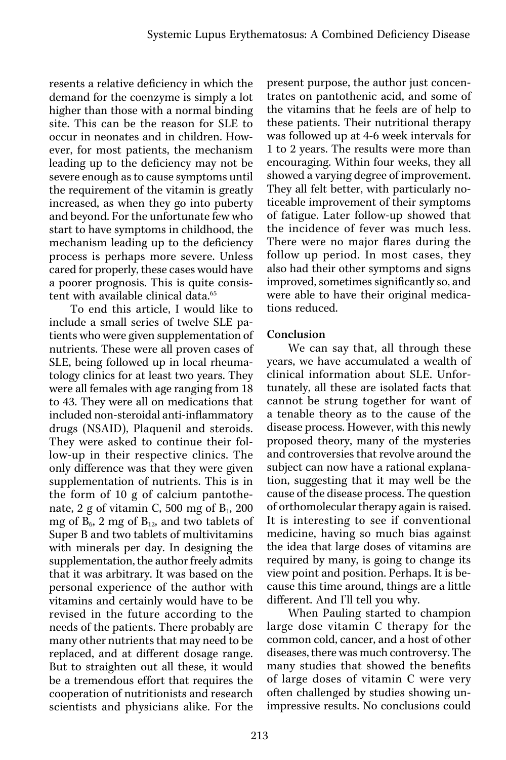resents a relative deficiency in which the demand for the coenzyme is simply a lot higher than those with a normal binding site. This can be the reason for SLE to occur in neonates and in children. However, for most patients, the mechanism leading up to the deficiency may not be severe enough as to cause symptoms until the requirement of the vitamin is greatly increased, as when they go into puberty and beyond. For the unfortunate few who start to have symptoms in childhood, the mechanism leading up to the deficiency process is perhaps more severe. Unless cared for properly, these cases would have a poorer prognosis. This is quite consistent with available clinical data.[65]

To end this article, I would like to include a small series of twelve SLE patients who were given supplementation of nutrients. These were all proven cases of SLE, being followed up in local rheumatology clinics for at least two years. They were all females with age ranging from 18 to 43. They were all on medications that included non-steroidal anti-inflammatory drugs (NSAID), Plaquenil and steroids. They were asked to continue their follow-up in their respective clinics. The only difference was that they were given supplementation of nutrients. This is in the form of 10 g of calcium pantothenate, 2 g of vitamin C, 500 mg of $B_1$, 200 mg of $B_6$, 2 mg of $B_{12}$, and two tablets of Super B and two tablets of multivitamins with minerals per day. In designing the supplementation, the author freely admits that it was arbitrary. It was based on the personal experience of the author with vitamins and certainly would have to be revised in the future according to the needs of the patients. There probably are many other nutrients that may need to be replaced, and at different dosage range. But to straighten out all these, it would be a tremendous effort that requires the cooperation of nutritionists and research scientists and physicians alike. For the present purpose, the author just concentrates on pantothenic acid, and some of the vitamins that he feels are of help to these patients. Their nutritional therapy was followed up at 4-6 week intervals for 1 to 2 years. The results were more than encouraging. Within four weeks, they all showed a varying degree of improvement. They all felt better, with particularly noticeable improvement of their symptoms of fatigue. Later follow-up showed that the incidence of fever was much less. There were no major flares during the follow up period. In most cases, they also had their other symptoms and signs improved, sometimes significantly so, and were able to have their original medications reduced.

## Conclusion

We can say that, all through these years, we have accumulated a wealth of clinical information about SLE. Unfortunately, all these are isolated facts that cannot be strung together for want of a tenable theory as to the cause of the disease process. However, with this newly proposed theory, many of the mysteries and controversies that revolve around the subject can now have a rational explanation, suggesting that it may well be the cause of the disease process. The question of orthomolecular therapy again is raised. It is interesting to see if conventional medicine, having so much bias against the idea that large doses of vitamins are required by many, is going to change its view point and position. Perhaps. It is because this time around, things are a little different. And I'll tell you why.

When Pauling started to champion large dose vitamin C therapy for the common cold, cancer, and a host of other diseases, there was much controversy. The many studies that showed the benefits of large doses of vitamin C were very often challenged by studies showing unimpressive results. No conclusions could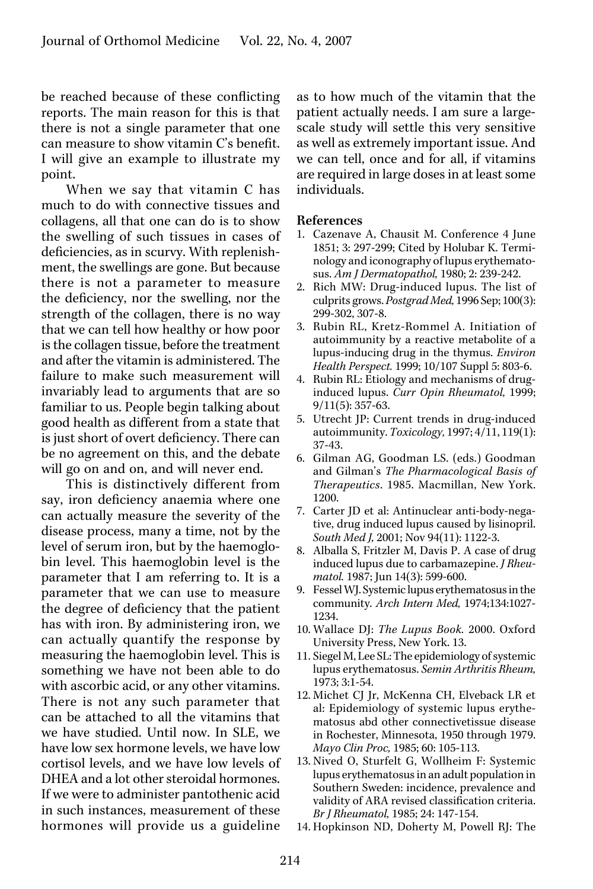be reached because of these conflicting reports. The main reason for this is that there is not a single parameter that one can measure to show vitamin C's benefit. I will give an example to illustrate my point.

When we say that vitamin C has much to do with connective tissues and collagens, all that one can do is to show the swelling of such tissues in cases of deficiencies, as in scurvy. With replenishment, the swellings are gone. But because there is not a parameter to measure the deficiency, nor the swelling, nor the strength of the collagen, there is no way that we can tell how healthy or how poor is the collagen tissue, before the treatment and after the vitamin is administered. The failure to make such measurement will invariably lead to arguments that are so familiar to us. People begin talking about good health as different from a state that is just short of overt deficiency. There can be no agreement on this, and the debate will go on and on, and will never end.

This is distinctively different from say, iron deficiency anaemia where one can actually measure the severity of the disease process, many a time, not by the level of serum iron, but by the haemoglobin level. This haemoglobin level is the parameter that I am referring to. It is a parameter that we can use to measure the degree of deficiency that the patient has with iron. By administering iron, we can actually quantify the response by measuring the haemoglobin level. This is something we have not been able to do with ascorbic acid, or any other vitamins. There is not any such parameter that can be attached to all the vitamins that we have studied. Until now. In SLE, we have low sex hormone levels, we have low cortisol levels, and we have low levels of DHEA and a lot other steroidal hormones. If we were to administer pantothenic acid in such instances, measurement of these hormones will provide us a guideline as to how much of the vitamin that the patient actually needs. I am sure a large-scale study will settle this very sensitive as well as extremely important issue. And we can tell, once and for all, if vitamins are required in large doses in at least some individuals.

## References

1. Cazenave A, Chausit M. Conference 4 June 1851; 3: 297-299; Cited by Holubar K. Terminology and iconography of lupus erythematosus. *Am J Dermatopathol*, 1980; 2: 239-242.
2. Rich MW: Drug-induced lupus. The list of culprits grows. *Postgrad Med,* 1996 Sep; 100(3): 299-302, 307-8.
3. Rubin RL, Kretz-Rommel A. Initiation of autoimmunity by a reactive metabolite of a lupus-inducing drug in the thymus. *Environ Health Perspect.* 1999; 10/107 Suppl 5: 803-6.
4. Rubin RL: Etiology and mechanisms of drug-induced lupus. *Curr Opin Rheumatol,* 1999; 9/11(5): 357-63.
5. Utrecht JP: Current trends in drug-induced autoimmunity. *Toxicology,* 1997; 4/11, 119(1): 37-43.
6. Gilman AG, Goodman LS. (eds.) Goodman and Gilman's *The Pharmacological Basis of Therapeutics*. 1985. Macmillan, New York. 1200.
7. Carter JD et al: Antinuclear anti-body-negative, drug induced lupus caused by lisinopril. *South Med J,* 2001; Nov 94(11): 1122-3.
8. Alballa S, Fritzler M, Davis P. A case of drug induced lupus due to carbamazepine. *J Rheumatol.* 1987; Jun 14(3): 599-600.
9. Fessel WJ. Systemic lupus erythematosus in the community. *Arch Intern Med,* 1974;134:1027-1234.
10. Wallace DJ: *The Lupus Book.* 2000. Oxford University Press, New York. 13.
11. Siegel M, Lee SL: The epidemiology of systemic lupus erythematosus. *Semin Arthritis Rheum,* 1973; 3:1-54.
12. Michet CJ Jr, McKenna CH, Elveback LR et al: Epidemiology of systemic lupus erythematosus abd other connectivetissue disease in Rochester, Minnesota, 1950 through 1979. *Mayo Clin Proc,* 1985; 60: 105-113.
13. Nived O, Sturfelt G, Wollheim F: Systemic lupus erythematosus in an adult population in Southern Sweden: incidence, prevalence and validity of ARA revised classification criteria. *Br J Rheumatol,* 1985; 24: 147-154.
14. Hopkinson ND, Doherty M, Powell RJ: The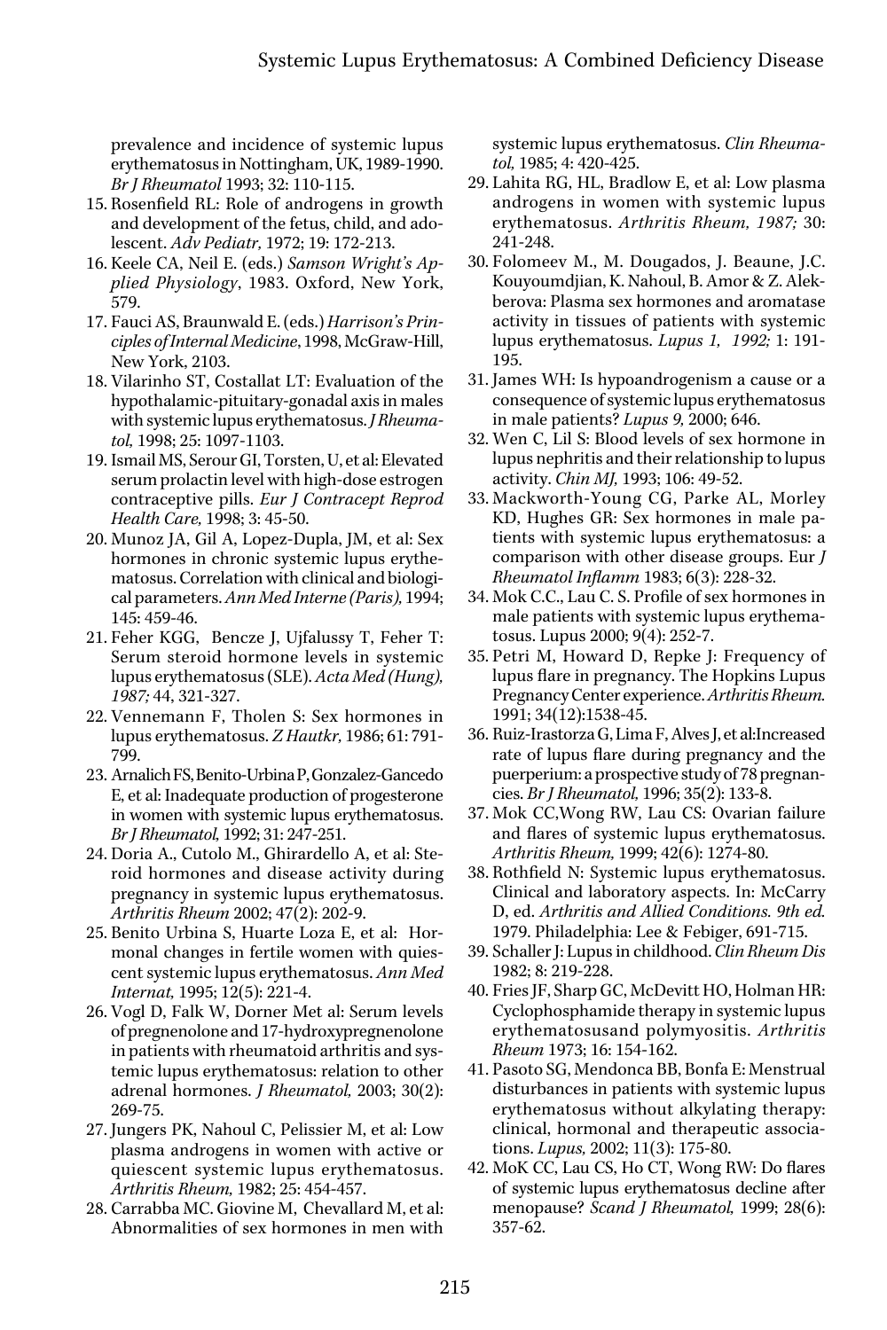prevalence and incidence of systemic lupus erythematosus in Nottingham, UK, 1989-1990. *Br J Rheumatol* 1993; 32: 110-115.

15. Rosenfield RL: Role of androgens in growth and development of the fetus, child, and adolescent. *Adv Pediatr,* 1972; 19: 172-213.
16. Keele CA, Neil E. (eds.) *Samson Wright's Applied Physiology*, 1983. Oxford, New York, 579.
17. Fauci AS, Braunwald E. (eds.) *Harrison's Principles of Internal Medicine*, 1998, McGraw-Hill, New York, 2103.
18. Vilarinho ST, Costallat LT: Evaluation of the hypothalamic-pituitary-gonadal axis in males with systemic lupus erythematosus. *J Rheumatol,* 1998; 25: 1097-1103.
19. Ismail MS, Serour GI, Torsten, U, et al: Elevated serum prolactin level with high-dose estrogen contraceptive pills. *Eur J Contracept Reprod Health Care,* 1998; 3: 45-50.
20. Munoz JA, Gil A, Lopez-Dupla, JM, et al: Sex hormones in chronic systemic lupus erythematosus. Correlation with clinical and biological parameters. *Ann Med Interne (Paris),* 1994; 145: 459-46.
21. Feher KGG, Bencze J, Ujfalussy T, Feher T: Serum steroid hormone levels in systemic lupus erythematosus (SLE). *Acta Med (Hung), 1987;* 44, 321-327.
22. Vennemann F, Tholen S: Sex hormones in lupus erythematosus. *Z Hautkr,* 1986; 61: 791-799.
23. Arnalich FS, Benito-Urbina P, Gonzalez-Gancedo E, et al: Inadequate production of progesterone in women with systemic lupus erythematosus. *Br J Rheumatol,* 1992; 31: 247-251.
24. Doria A., Cutolo M., Ghirardello A, et al: Steroid hormones and disease activity during pregnancy in systemic lupus erythematosus. *Arthritis Rheum* 2002; 47(2): 202-9.
25. Benito Urbina S, Huarte Loza E, et al: Hormonal changes in fertile women with quiescent systemic lupus erythematosus. *Ann Med Internat,* 1995; 12(5): 221-4.
26. Vogl D, Falk W, Dorner Met al: Serum levels of pregnenolone and 17-hydroxypregnenolone in patients with rheumatoid arthritis and systemic lupus erythematosus: relation to other adrenal hormones. *J Rheumatol,* 2003; 30(2): 269-75.
27. Jungers PK, Nahoul C, Pelissier M, et al: Low plasma androgens in women with active or quiescent systemic lupus erythematosus. *Arthritis Rheum,* 1982; 25: 454-457.
28. Carrabba MC. Giovine M, Chevallard M, et al: Abnormalities of sex hormones in men with systemic lupus erythematosus. *Clin Rheumatol,* 1985; 4: 420-425.
29. Lahita RG, HL, Bradlow E, et al: Low plasma androgens in women with systemic lupus erythematosus. *Arthritis Rheum, 1987;* 30: 241-248.
30. Folomeev M., M. Dougados, J. Beaune, J.C. Kouyoumdjian, K. Nahoul, B. Amor & Z. Alekberova: Plasma sex hormones and aromatase activity in tissues of patients with systemic lupus erythematosus. *Lupus 1, 1992;* 1: 191-195.
31. James WH: Is hypoandrogenism a cause or a consequence of systemic lupus erythematosus in male patients? *Lupus 9,* 2000; 646.
32. Wen C, Lil S: Blood levels of sex hormone in lupus nephritis and their relationship to lupus activity. *Chin MJ,* 1993; 106: 49-52.
33. Mackworth-Young CG, Parke AL, Morley KD, Hughes GR: Sex hormones in male patients with systemic lupus erythematosus: a comparison with other disease groups. Eur *J Rheumatol Inflamm* 1983; 6(3): 228-32.
34. Mok C.C., Lau C. S. Profile of sex hormones in male patients with systemic lupus erythematosus. Lupus 2000; 9(4): 252-7.
35. Petri M, Howard D, Repke J: Frequency of lupus flare in pregnancy. The Hopkins Lupus Pregnancy Center experience. *Arthritis Rheum.* 1991; 34(12):1538-45.
36. Ruiz-Irastorza G, Lima F, Alves J, et al:Increased rate of lupus flare during pregnancy and the puerperium: a prospective study of 78 pregnancies. *Br J Rheumatol,* 1996; 35(2): 133-8.
37. Mok CC,Wong RW, Lau CS: Ovarian failure and flares of systemic lupus erythematosus. *Arthritis Rheum,* 1999; 42(6): 1274-80.
38. Rothfield N: Systemic lupus erythematosus. Clinical and laboratory aspects. In: McCarry D, ed. *Arthritis and Allied Conditions. 9th ed.* 1979. Philadelphia: Lee & Febiger, 691-715.
39. Schaller J: Lupus in childhood. *Clin Rheum Dis* 1982; 8: 219-228.
40. Fries JF, Sharp GC, McDevitt HO, Holman HR: Cyclophosphamide therapy in systemic lupus erythematosusand polymyositis. *Arthritis Rheum* 1973; 16: 154-162.
41. Pasoto SG, Mendonca BB, Bonfa E: Menstrual disturbances in patients with systemic lupus erythematosus without alkylating therapy: clinical, hormonal and therapeutic associations. *Lupus,* 2002; 11(3): 175-80.
42. MoK CC, Lau CS, Ho CT, Wong RW: Do flares of systemic lupus erythematosus decline after menopause? *Scand J Rheumatol,* 1999; 28(6): 357-62.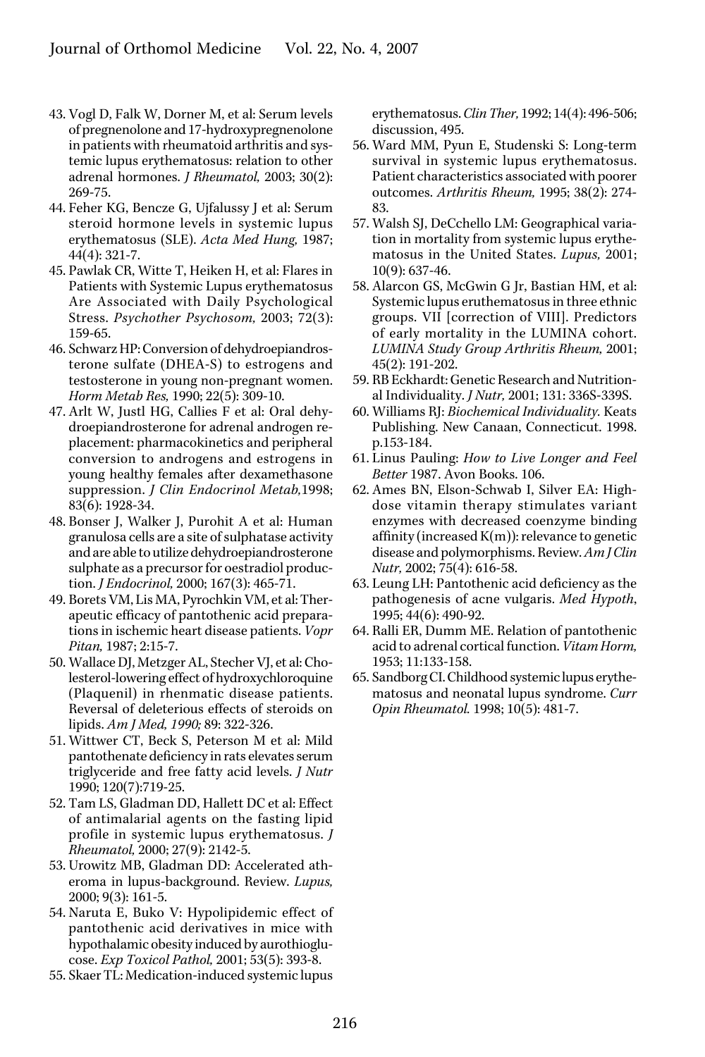43. Vogl D, Falk W, Dorner M, et al: Serum levels of pregnenolone and 17-hydroxypregnenolone in patients with rheumatoid arthritis and systemic lupus erythematosus: relation to other adrenal hormones. *J Rheumatol,* 2003; 30(2): 269-75.
44. Feher KG, Bencze G, Ujfalussy J et al: Serum steroid hormone levels in systemic lupus erythematosus (SLE). *Acta Med Hung,* 1987; 44(4): 321-7.
45. Pawlak CR, Witte T, Heiken H, et al: Flares in Patients with Systemic Lupus erythematosus Are Associated with Daily Psychological Stress. *Psychother Psychosom,* 2003; 72(3): 159-65.
46. Schwarz HP: Conversion of dehydroepiandrosterone sulfate (DHEA-S) to estrogens and testosterone in young non-pregnant women. *Horm Metab Res,* 1990; 22(5): 309-10.
47. Arlt W, Justl HG, Callies F et al: Oral dehydroepiandrosterone for adrenal androgen replacement: pharmacokinetics and peripheral conversion to androgens and estrogens in young healthy females after dexamethasone suppression. *J Clin Endocrinol Metab,*1998; 83(6): 1928-34.
48. Bonser J, Walker J, Purohit A et al: Human granulosa cells are a site of sulphatase activity and are able to utilize dehydroepiandrosterone sulphate as a precursor for oestradiol production. *J Endocrinol,* 2000; 167(3): 465-71.
49. Borets VM, Lis MA, Pyrochkin VM, et al: Therapeutic efficacy of pantothenic acid preparations in ischemic heart disease patients. *Vopr Pitan,* 1987; 2:15-7.
50. Wallace DJ, Metzger AL, Stecher VJ, et al: Cholesterol-lowering effect of hydroxychloroquine (Plaquenil) in rhenmatic disease patients. Reversal of deleterious effects of steroids on lipids. *Am J Med, 1990;* 89: 322-326.
51. Wittwer CT, Beck S, Peterson M et al: Mild pantothenate deficiency in rats elevates serum triglyceride and free fatty acid levels. *J Nutr* 1990; 120(7):719-25.
52. Tam LS, Gladman DD, Hallett DC et al: Effect of antimalarial agents on the fasting lipid profile in systemic lupus erythematosus. *J Rheumatol,* 2000; 27(9): 2142-5.
53. Urowitz MB, Gladman DD: Accelerated atheroma in lupus-background. Review. *Lupus,* 2000; 9(3): 161-5.
54. Naruta E, Buko V: Hypolipidemic effect of pantothenic acid derivatives in mice with hypothalamic obesity induced by aurothioglucose. *Exp Toxicol Pathol,* 2001; 53(5): 393-8.
55. Skaer TL: Medication-induced systemic lupus erythematosus. *Clin Ther,* 1992; 14(4): 496-506; discussion, 495.
56. Ward MM, Pyun E, Studenski S: Long-term survival in systemic lupus erythematosus. Patient characteristics associated with poorer outcomes. *Arthritis Rheum,* 1995; 38(2): 274-83.
57. Walsh SJ, DeCchello LM: Geographical variation in mortality from systemic lupus erythematosus in the United States. *Lupus,* 2001; 10(9): 637-46.
58. Alarcon GS, McGwin G Jr, Bastian HM, et al: Systemic lupus eruthematosus in three ethnic groups. VII [correction of VIII]. Predictors of early mortality in the LUMINA cohort. *LUMINA Study Group Arthritis Rheum,* 2001; 45(2): 191-202.
59. RB Eckhardt: Genetic Research and Nutritional Individuality. *J Nutr,* 2001; 131: 336S-339S.
60. Williams RJ: *Biochemical Individuality.* Keats Publishing. New Canaan, Connecticut. 1998. p.153-184.
61. Linus Pauling: *How to Live Longer and Feel Better* 1987. Avon Books. 106.
62. Ames BN, Elson-Schwab I, Silver EA: High-dose vitamin therapy stimulates variant enzymes with decreased coenzyme binding affinity (increased K(m)): relevance to genetic disease and polymorphisms. Review. *Am J Clin Nutr,* 2002; 75(4): 616-58.
63. Leung LH: Pantothenic acid deficiency as the pathogenesis of acne vulgaris. *Med Hypoth*, 1995; 44(6): 490-92.
64. Ralli ER, Dumm ME. Relation of pantothenic acid to adrenal cortical function. *Vitam Horm,* 1953; 11:133-158.
65. Sandborg CI. Childhood systemic lupus erythematosus and neonatal lupus syndrome. *Curr Opin Rheumatol.* 1998; 10(5): 481-7.